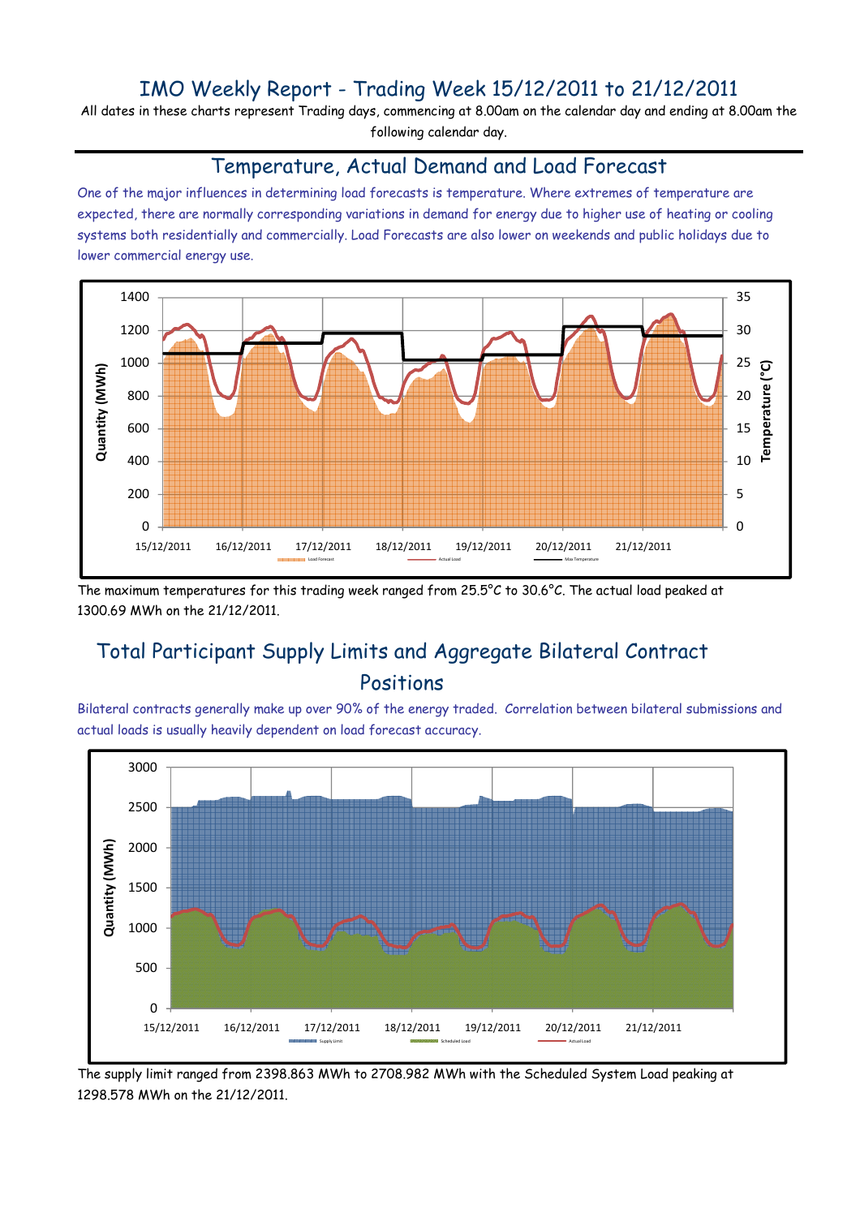# IMO Weekly Report - Trading Week 15/12/2011 to 21/12/2011

All dates in these charts represent Trading days, commencing at 8.00am on the calendar day and ending at 8.00am the following calendar day.

## Temperature, Actual Demand and Load Forecast

One of the major influences in determining load forecasts is temperature. Where extremes of temperature are expected, there are normally corresponding variations in demand for energy due to higher use of heating or cooling systems both residentially and commercially. Load Forecasts are also lower on weekends and public holidays due to lower commercial energy use.

The maximum temperatures for this trading week ranged from 25.5°C to 30.6°C. The actual load peaked at 1300.69 MWh on the 21/12/2011.

## Total Participant Supply Limits and Aggregate Bilateral Contract Positions

Bilateral contracts generally make up over 90% of the energy traded. Correlation between bilateral submissions and actual loads is usually heavily dependent on load forecast accuracy.

The supply limit ranged from 2398.863 MWh to 2708.982 MWh with the Scheduled System Load peaking at 1298.578 MWh on the 21/12/2011.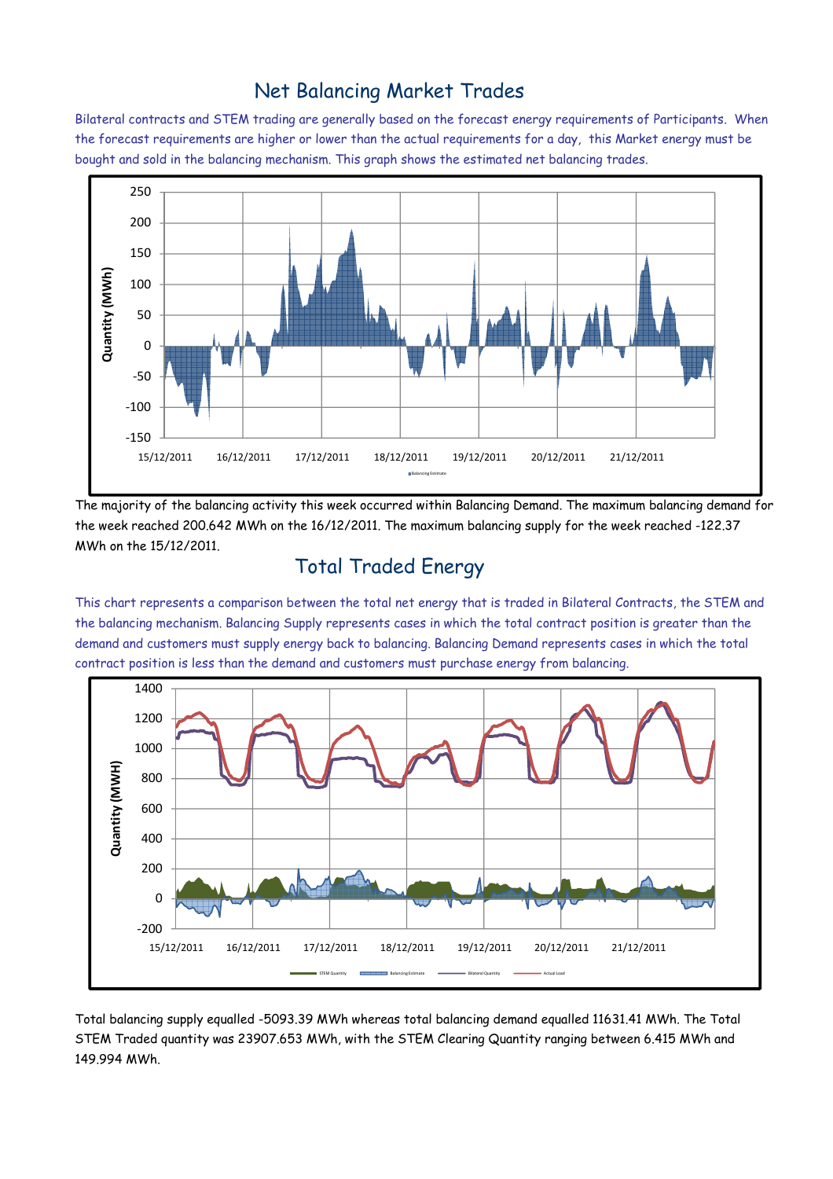# Net Balancing Market Trades

Bilateral contracts and STEM trading are generally based on the forecast energy requirements of Participants. When the forecast requirements are higher or lower than the actual requirements for a day, this Market energy must be bought and sold in the balancing mechanism. This graph shows the estimated net balancing trades.

The majority of the balancing activity this week occurred within Balancing Demand. The maximum balancing demand for the week reached 200.642 MWh on the 16/12/2011. The maximum balancing supply for the week reached -122.37 MWh on the 15/12/2011.

# Total Traded Energy

This chart represents a comparison between the total net energy that is traded in Bilateral Contracts, the STEM and the balancing mechanism. Balancing Supply represents cases in which the total contract position is greater than the demand and customers must supply energy back to balancing. Balancing Demand represents cases in which the total contract position is less than the demand and customers must purchase energy from balancing.

Total balancing supply equalled -5093.39 MWh whereas total balancing demand equalled 11631.41 MWh. The Total STEM Traded quantity was 23907.653 MWh, with the STEM Clearing Quantity ranging between 6.415 MWh and 149.994 MWh.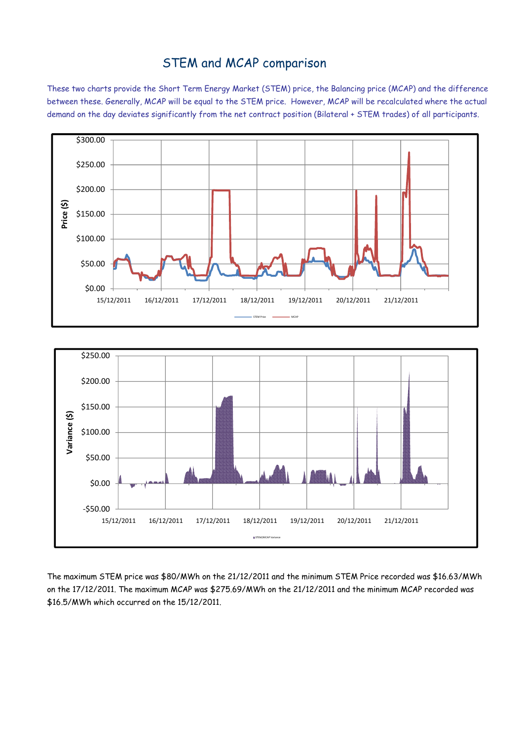# STEM and MCAP comparison

These two charts provide the Short Term Energy Market (STEM) price, the Balancing price (MCAP) and the difference between these. Generally, MCAP will be equal to the STEM price. However, MCAP will be recalculated where the actual demand on the day deviates significantly from the net contract position (Bilateral + STEM trades) of all participants.

Price ($)

$300.00
$250.00
$200.00
$150.00
$100.00
$50.00
$0.00

15/12/2011 16/12/2011 17/12/2011 18/12/2011 19/12/2011 20/12/2011 21/12/2011

STEM Price
MCAP

Variance ($)

$250.00
$200.00
$150.00
$100.00
$50.00
$0.00
-$50.00

15/12/2011 16/12/2011 17/12/2011 18/12/2011 19/12/2011 20/12/2011 21/12/2011

STEM/MCAP Variance

The maximum STEM price was $80/MWh on the 21/12/2011 and the minimum STEM Price recorded was $16.63/MWh on the 17/12/2011. The maximum MCAP was $275.69/MWh on the 21/12/2011 and the minimum MCAP recorded was $16.5/MWh which occurred on the 15/12/2011.